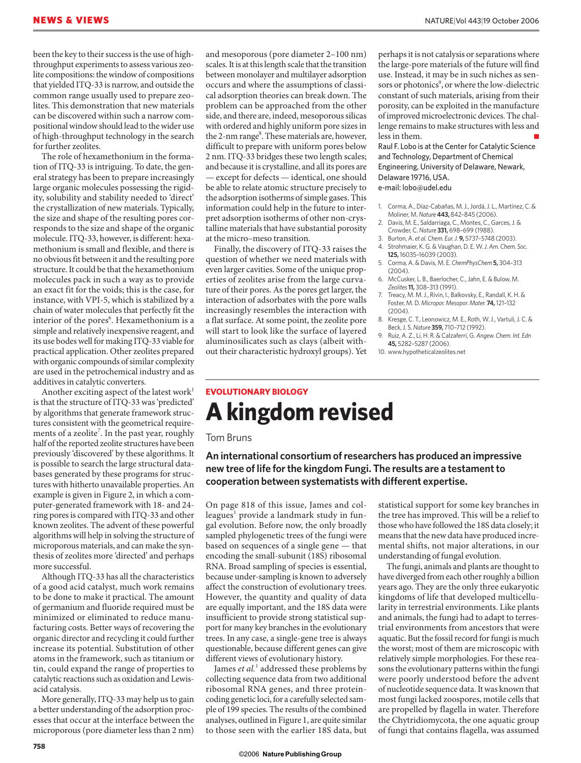been the key to their success is the use of high-throughput experiments to assess various zeolite compositions: the window of compositions that yielded ITQ-33 is narrow, and outside the common range usually used to prepare zeolites. This demonstration that new materials can be discovered within such a narrow compositional window should lead to the wider use of high-throughput technology in the search for further zeolites.

The role of hexamethonium in the formation of ITQ-33 is intriguing. To date, the general strategy has been to prepare increasingly large organic molecules possessing the rigidity, solubility and stability needed to 'direct' the crystallization of new materials. Typically, the size and shape of the resulting pores corresponds to the size and shape of the organic molecule. ITQ-33, however, is different: hexamethonium is small and flexible, and there is no obvious fit between it and the resulting pore structure. It could be that the hexamethonium molecules pack in such a way as to provide an exact fit for the voids; this is the case, for instance, with VPI-5, which is stabilized by a chain of water molecules that perfectly fit the interior of the pores[6]. Hexamethonium is a simple and relatively inexpensive reagent, and its use bodes well for making ITQ-33 viable for practical application. Other zeolites prepared with organic compounds of similar complexity are used in the petrochemical industry and as additives in catalytic converters.

Another exciting aspect of the latest work[1] is that the structure of ITQ-33 was 'predicted' by algorithms that generate framework structures consistent with the geometrical requirements of a zeolite[7]. In the past year, roughly half of the reported zeolite structures have been previously 'discovered' by these algorithms. It is possible to search the large structural databases generated by these programs for structures with hitherto unavailable properties. An example is given in Figure 2, in which a computer-generated framework with 18- and 24-ring pores is compared with ITQ-33 and other known zeolites. The advent of these powerful algorithms will help in solving the structure of microporous materials, and can make the synthesis of zeolites more 'directed' and perhaps more successful.

Although ITQ-33 has all the characteristics of a good acid catalyst, much work remains to be done to make it practical. The amount of germanium and fluoride required must be minimized or eliminated to reduce manufacturing costs. Better ways of recovering the organic director and recycling it could further increase its potential. Substitution of other atoms in the framework, such as titanium or tin, could expand the range of properties to catalytic reactions such as oxidation and Lewis-acid catalysis.

More generally, ITQ-33 may help us to gain a better understanding of the adsorption processes that occur at the interface between the microporous (pore diameter less than 2 nm) and mesoporous (pore diameter 2–100 nm) scales. It is at this length scale that the transition between monolayer and multilayer adsorption occurs and where the assumptions of classical adsorption theories can break down. The problem can be approached from the other side, and there are, indeed, mesoporous silicas with ordered and highly uniform pore sizes in the 2-nm range[8]. These materials are, however, difficult to prepare with uniform pores below 2 nm. ITQ-33 bridges these two length scales; and because it is crystalline, and all its pores are — except for defects — identical, one should be able to relate atomic structure precisely to the adsorption isotherms of simple gases. This information could help in the future to interpret adsorption isotherms of other non-crystalline materials that have substantial porosity at the micro–meso transition.

Finally, the discovery of ITQ-33 raises the question of whether we need materials with even larger cavities. Some of the unique properties of zeolites arise from the large curvature of their pores. As the pores get larger, the interaction of adsorbates with the pore walls increasingly resembles the interaction with a flat surface. At some point, the zeolite pore will start to look like the surface of layered aluminosilicates such as clays (albeit without their characteristic hydroxyl groups). Yet perhaps it is not catalysis or separations where the large-pore materials of the future will find use. Instead, it may be in such niches as sensors or photonics[9], or where the low-dielectric constant of such materials, arising from their porosity, can be exploited in the manufacture of improved microelectronic devices. The challenge remains to make structures with less and less in them. ■

Raul F. Lobo is at the Center for Catalytic Science and Technology, Department of Chemical Engineering, University of Delaware, Newark, Delaware 19716, USA.
e-mail: lobo@udel.edu

1. Corma, A., Díaz-Cabañas, M. J., Jordá, J. L., Martínez, C. & Moliner, M. *Nature* **443,** 842–845 (2006).
2. Davis, M. E., Saldarriaga, C., Montes, C., Garces, J. & Crowder, C. *Nature* **331,** 698–699 (1988).
3. Burton, A. *et al. Chem. Eur. J.* **9,** 5737–5748 (2003).
4. Strohmaier, K. G. & Vaughan, D. E. W. *J. Am. Chem. Soc.* **125,** 16035–16039 (2003).
5. Corma, A. & Davis, M. E. *ChemPhysChem* **5,** 304–313 (2004).
6. McCusker, L. B., Baerlocher, C., Jahn, E. & Bulow, M. *Zeolites* **11,** 308–313 (1991).
7. Treacy, M. M. J., Rivin, I., Balkovsky, E., Randall, K. H. & Foster, M. D. *Micropor. Mesopor. Mater.* **74,** 121–132 (2004).
8. Kresge, C. T., Leonowicz, M. E., Roth, W. J., Vartuli, J. C. & Beck, J. S. *Nature* **359,** 710–712 (1992).
9. Ruiz, A. Z., Li, H. R. & Calzaferri, G. *Angew. Chem. Int. Edn* **45,** 5282–5287 (2006).
10. www.hypotheticalzeolites.net

**EVOLUTIONARY BIOLOGY**

# A kingdom revised

Tom Bruns

**An international consortium of researchers has produced an impressive new tree of life for the kingdom Fungi. The results are a testament to cooperation between systematists with different expertise.**

On page 818 of this issue, James and colleagues[1] provide a landmark study in fungal evolution. Before now, the only broadly sampled phylogenetic trees of the fungi were based on sequences of a single gene — that encoding the small-subunit (18S) ribosomal RNA. Broad sampling of species is essential, because under-sampling is known to adversely affect the construction of evolutionary trees. However, the quantity and quality of data are equally important, and the 18S data were insufficient to provide strong statistical support for many key branches in the evolutionary trees. In any case, a single-gene tree is always questionable, because different genes can give different views of evolutionary history.

James *et al.*[1] addressed these problems by collecting sequence data from two additional ribosomal RNA genes, and three protein-coding genetic loci, for a carefully selected sample of 199 species. The results of the combined analyses, outlined in Figure 1, are quite similar to those seen with the earlier 18S data, but statistical support for some key branches in the tree has improved. This will be a relief to those who have followed the 18S data closely; it means that the new data have produced incremental shifts, not major alterations, in our understanding of fungal evolution.

The fungi, animals and plants are thought to have diverged from each other roughly a billion years ago. They are the only three eukaryotic kingdoms of life that developed multicellularity in terrestrial environments. Like plants and animals, the fungi had to adapt to terrestrial environments from ancestors that were aquatic. But the fossil record for fungi is much the worst; most of them are microscopic with relatively simple morphologies. For these reasons the evolutionary patterns within the fungi were poorly understood before the advent of nucleotide sequence data. It was known that most fungi lacked zoospores, motile cells that are propelled by flagella in water. Therefore the Chytridiomycota, the one aquatic group of fungi that contains flagella, was assumed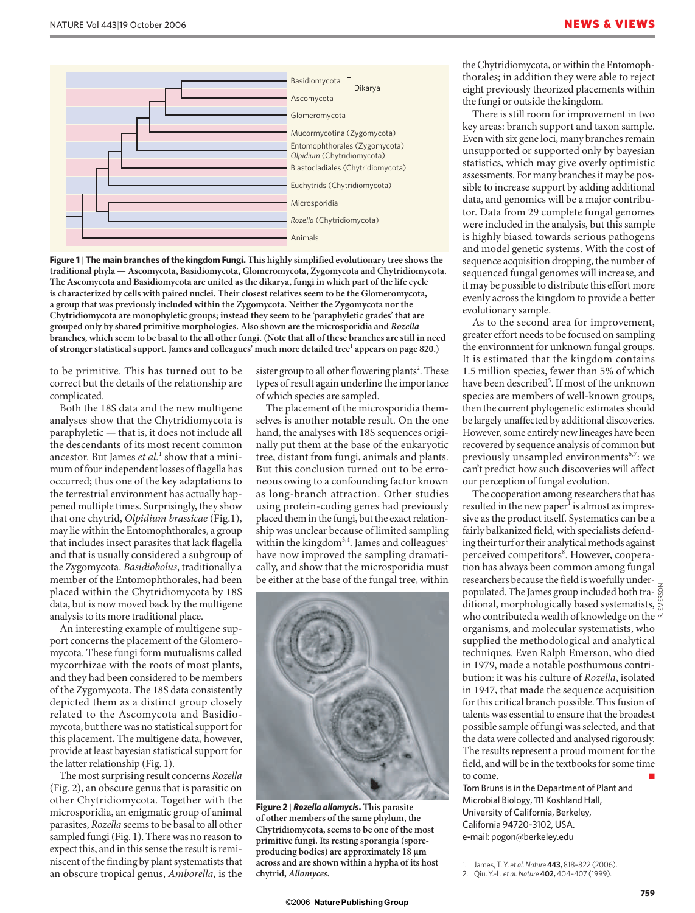**Figure 1 | The main branches of the kingdom Fungi.** This highly simplified evolutionary tree shows the traditional phyla — Ascomycota, Basidiomycota, Glomeromycota, Zygomycota and Chytridiomycota. The Ascomycota and Basidiomycota are united as the dikarya, fungi in which part of the life cycle is characterized by cells with paired nuclei. Their closest relatives seem to be the Glomeromycota, a group that was previously included within the Zygomycota. Neither the Zygomycota nor the Chytridiomycota are monophyletic groups; instead they seem to be 'paraphyletic grades' that are grouped only by shared primitive morphologies. Also shown are the microsporidia and *Rozella* branches, which seem to be basal to the all other fungi. (Note that all of these branches are still in need of stronger statistical support. James and colleagues' much more detailed tree[1] appears on page 820.)

to be primitive. This has turned out to be correct but the details of the relationship are complicated.

Both the 18S data and the new multigene analyses show that the Chytridiomycota is paraphyletic — that is, it does not include all the descendants of its most recent common ancestor. But James *et al.*[1] show that a minimum of four independent losses of flagella has occurred; thus one of the key adaptations to the terrestrial environment has actually happened multiple times. Surprisingly, they show that one chytrid, *Olpidium brassicae* (Fig.1), may lie within the Entomophthorales, a group that includes insect parasites that lack flagella and that is usually considered a subgroup of the Zygomycota. *Basidiobolus*, traditionally a member of the Entomophthorales, had been placed within the Chytridiomycota by 18S data, but is now moved back by the multigene analysis to its more traditional place.

An interesting example of multigene support concerns the placement of the Glomeromycota. These fungi form mutualisms called mycorrhizae with the roots of most plants, and they had been considered to be members of the Zygomycota. The 18S data consistently depicted them as a distinct group closely related to the Ascomycota and Basidiomycota, but there was no statistical support for this placement. The multigene data, however, provide at least bayesian statistical support for the latter relationship (Fig. 1).

The most surprising result concerns *Rozella* (Fig. 2), an obscure genus that is parasitic on other Chytridiomycota. Together with the microsporidia, an enigmatic group of animal parasites, *Rozella* seems to be basal to all other sampled fungi (Fig. 1). There was no reason to expect this, and in this sense the result is reminiscent of the finding by plant systematists that an obscure tropical genus, *Amborella*, is the sister group to all other flowering plants[2]. These types of result again underline the importance of which species are sampled.

The placement of the microsporidia themselves is another notable result. On the one hand, the analyses with 18S sequences originally put them at the base of the eukaryotic tree, distant from fungi, animals and plants. But this conclusion turned out to be erroneous owing to a confounding factor known as long-branch attraction. Other studies using protein-coding genes had previously placed them in the fungi, but the exact relationship was unclear because of limited sampling within the kingdom[3,4]. James and colleagues[1] have now improved the sampling dramatically, and show that the microsporidia must be either at the base of the fungal tree, within the Chytridiomycota, or within the Entomophthorales; in addition they were able to reject eight previously theorized placements within the fungi or outside the kingdom.

**Figure 2 | *Rozella allomycis*.** This parasite of other members of the same phylum, the Chytridiomycota, seems to be one of the most primitive fungi. Its resting sporangia (spore-producing bodies) are approximately 18 µm across and are shown within a hypha of its host chytrid, *Allomyces*.

There is still room for improvement in two key areas: branch support and taxon sample. Even with six gene loci, many branches remain unsupported or supported only by bayesian statistics, which may give overly optimistic assessments. For many branches it may be possible to increase support by adding additional data, and genomics will be a major contributor. Data from 29 complete fungal genomes were included in the analysis, but this sample is highly biased towards serious pathogens and model genetic systems. With the cost of sequence acquisition dropping, the number of sequenced fungal genomes will increase, and it may be possible to distribute this effort more evenly across the kingdom to provide a better evolutionary sample.

As to the second area for improvement, greater effort needs to be focused on sampling the environment for unknown fungal groups. It is estimated that the kingdom contains 1.5 million species, fewer than 5% of which have been described[5]. If most of the unknown species are members of well-known groups, then the current phylogenetic estimates should be largely unaffected by additional discoveries. However, some entirely new lineages have been recovered by sequence analysis of common but previously unsampled environments[6,7]: we can't predict how such discoveries will affect our perception of fungal evolution.

The cooperation among researchers that has resulted in the new paper[1] is almost as impressive as the product itself. Systematics can be a fairly balkanized field, with specialists defending their turf or their analytical methods against perceived competitors[8]. However, cooperation has always been common among fungal researchers because the field is woefully underpopulated. The James group included both traditional, morphologically based systematists, who contributed a wealth of knowledge on the organisms, and molecular systematists, who supplied the methodological and analytical techniques. Even Ralph Emerson, who died in 1979, made a notable posthumous contribution: it was his culture of *Rozella*, isolated in 1947, that made the sequence acquisition for this critical branch possible. This fusion of talents was essential to ensure that the broadest possible sample of fungi was selected, and that the data were collected and analysed rigorously. The results represent a proud moment for the field, and will be in the textbooks for some time to come.

Tom Bruns is in the Department of Plant and Microbial Biology, 111 Koshland Hall, University of California, Berkeley, California 94720-3102, USA.
e-mail: pogon@berkeley.edu

1. James, T. Y. *et al. Nature* **443,** 818–822 (2006).
2. Qiu, Y.-L. *et al. Nature* **402,** 404–407 (1999).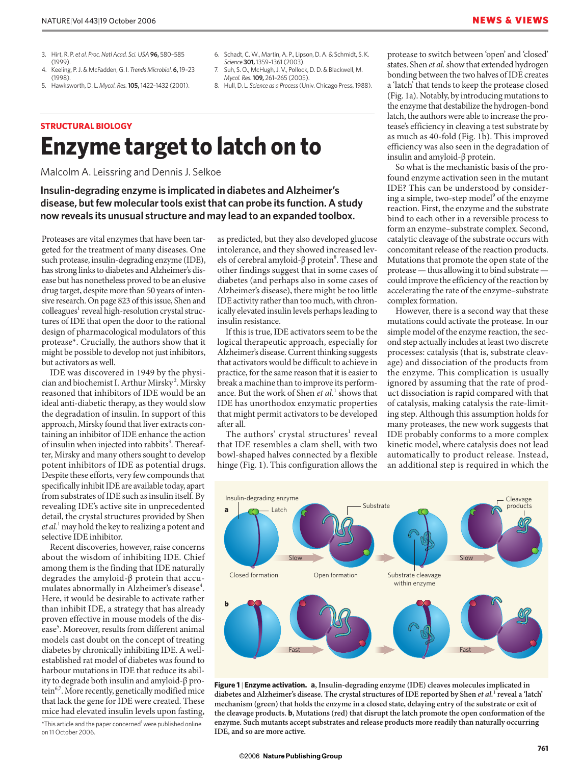3. Hirt, R. P. *et al. Proc. Natl Acad. Sci. USA* **96,** 580–585 (1999).
4. Keeling, P. J. & McFadden, G. I. *Trends Microbiol.* **6,** 19–23 (1998).
5. Hawksworth, D. L. *Mycol. Res.* **105,** 1422–1432 (2001).
6. Schadt, C. W., Martin, A. P., Lipson, D. A. & Schmidt, S. K. *Science* **301,** 1359–1361 (2003).
7. Suh, S. O., McHugh, J. V., Pollock, D. D. & Blackwell, M. *Mycol. Res.* **109,** 261–265 (2005).
8. Hull, D. L. *Science as a Process* (Univ. Chicago Press, 1988).

STRUCTURAL BIOLOGY

# Enzyme target to latch on to

Malcolm A. Leissring and Dennis J. Selkoe

**Insulin-degrading enzyme is implicated in diabetes and Alzheimer's disease, but few molecular tools exist that can probe its function. A study now reveals its unusual structure and may lead to an expanded toolbox.**

Proteases are vital enzymes that have been targeted for the treatment of many diseases. One such protease, insulin-degrading enzyme (IDE), has strong links to diabetes and Alzheimer's disease but has nonetheless proved to be an elusive drug target, despite more than 50 years of intensive research. On page 823 of this issue, Shen and colleagues[1] reveal high-resolution crystal structures of IDE that open the door to the rational design of pharmacological modulators of this protease*. Crucially, the authors show that it might be possible to develop not just inhibitors, but activators as well.

IDE was discovered in 1949 by the physician and biochemist I. Arthur Mirsky[2]. Mirsky reasoned that inhibitors of IDE would be an ideal anti-diabetic therapy, as they would slow the degradation of insulin. In support of this approach, Mirsky found that liver extracts containing an inhibitor of IDE enhance the action of insulin when injected into rabbits[3]. Thereafter, Mirsky and many others sought to develop potent inhibitors of IDE as potential drugs. Despite these efforts, very few compounds that specifically inhibit IDE are available today, apart from substrates of IDE such as insulin itself. By revealing IDE's active site in unprecedented detail, the crystal structures provided by Shen *et al.*[1] may hold the key to realizing a potent and selective IDE inhibitor.

Recent discoveries, however, raise concerns about the wisdom of inhibiting IDE. Chief among them is the finding that IDE naturally degrades the amyloid-β protein that accumulates abnormally in Alzheimer's disease[4]. Here, it would be desirable to activate rather than inhibit IDE, a strategy that has already proven effective in mouse models of the disease[5]. Moreover, results from different animal models cast doubt on the concept of treating diabetes by chronically inhibiting IDE. A well-established rat model of diabetes was found to harbour mutations in IDE that reduce its ability to degrade both insulin and amyloid-β protein[6,7]. More recently, genetically modified mice that lack the gene for IDE were created. These mice had elevated insulin levels upon fasting, as predicted, but they also developed glucose intolerance, and they showed increased levels of cerebral amyloid-β protein[8]. These and other findings suggest that in some cases of diabetes (and perhaps also in some cases of Alzheimer's disease), there might be too little IDE activity rather than too much, with chronically elevated insulin levels perhaps leading to insulin resistance.

If this is true, IDE activators seem to be the logical therapeutic approach, especially for Alzheimer's disease. Current thinking suggests that activators would be difficult to achieve in practice, for the same reason that it is easier to break a machine than to improve its performance. But the work of Shen *et al.*[1] shows that IDE has unorthodox enzymatic properties that might permit activators to be developed after all.

The authors' crystal structures[1] reveal that IDE resembles a clam shell, with two bowl-shaped halves connected by a flexible hinge (Fig. 1). This configuration allows the protease to switch between 'open' and 'closed' states. Shen *et al.* show that extended hydrogen bonding between the two halves of IDE creates a 'latch' that tends to keep the protease closed (Fig. 1a). Notably, by introducing mutations to the enzyme that destabilize the hydrogen-bond latch, the authors were able to increase the protease's efficiency in cleaving a test substrate by as much as 40-fold (Fig. 1b). This improved efficiency was also seen in the degradation of insulin and amyloid-β protein.

So what is the mechanistic basis of the profound enzyme activation seen in the mutant IDE? This can be understood by considering a simple, two-step model[9] of the enzyme reaction. First, the enzyme and the substrate bind to each other in a reversible process to form an enzyme–substrate complex. Second, catalytic cleavage of the substrate occurs with concomitant release of the reaction products. Mutations that promote the open state of the protease — thus allowing it to bind substrate — could improve the efficiency of the reaction by accelerating the rate of the enzyme–substrate complex formation.

However, there is a second way that these mutations could activate the protease. In our simple model of the enzyme reaction, the second step actually includes at least two discrete processes: catalysis (that is, substrate cleavage) and dissociation of the products from the enzyme. This complication is usually ignored by assuming that the rate of product dissociation is rapid compared with that of catalysis, making catalysis the rate-limiting step. Although this assumption holds for many proteases, the new work suggests that IDE probably conforms to a more complex kinetic model, where catalysis does not lead automatically to product release. Instead, an additional step is required in which the

a
Insulin-degrading enzyme
Latch
Substrate
Cleavage products
Slow
Slow
Closed formation
Open formation
Substrate cleavage within enzyme

b
Fast
Fast

**Figure 1 | Enzyme activation. a,** Insulin-degrading enzyme (IDE) cleaves molecules implicated in diabetes and Alzheimer's disease. The crystal structures of IDE reported by Shen *et al.*[1] reveal a 'latch' mechanism (green) that holds the enzyme in a closed state, delaying entry of the substrate or exit of the cleavage products. **b,** Mutations (red) that disrupt the latch promote the open conformation of the enzyme. Such mutants accept substrates and release products more readily than naturally occurring IDE, and so are more active.

*This article and the paper concerned[1] were published online on 11 October 2006.